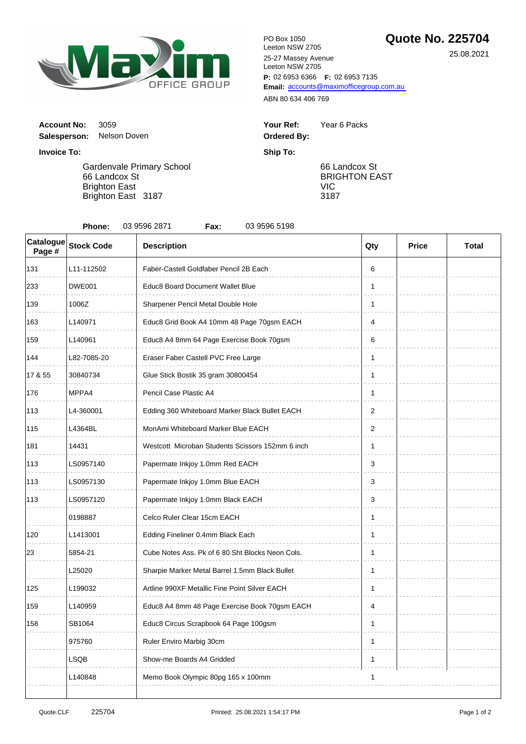Maxim OFFICE GROUP

PO Box 1050
Leeton NSW 2705
25-27 Massey Avenue
Leeton NSW 2705
**P:** 02 6953 6366 **F:** 02 6953 7135
**Email:** accounts@maximofficegroup.com.au
ABN 80 634 406 769

# Quote No. 225704

25.08.2021

**Account No:** 3059
**Salesperson:** Nelson Doven

**Your Ref:** Year 6 Packs
**Ordered By:**

**Invoice To:**

Gardenvale Primary School
66 Landcox St
Brighton East
Brighton East 3187

**Ship To:**

66 Landcox St
BRIGHTON EAST
VIC
3187

**Phone:** 03 9596 2871 **Fax:** 03 9596 5198

| Catalogue Page # | Stock Code | Description | Qty | Price | Total |
|---|---|---|---|---|---|
| 131 | L11-112502 | Faber-Castell Goldfaber Pencil 2B Each | 6 | | |
| 233 | DWE001 | Educ8 Board Document Wallet Blue | 1 | | |
| 139 | 1006Z | Sharpener Pencil Metal Double Hole | 1 | | |
| 163 | L140971 | Educ8 Grid Book A4 10mm 48 Page 70gsm EACH | 4 | | |
| 159 | L140961 | Educ8 A4 8mm 64 Page Exercise Book 70gsm | 6 | | |
| 144 | L82-7085-20 | Eraser Faber Castell PVC Free Large | 1 | | |
| 17 & 55 | 30840734 | Glue Stick Bostik 35 gram 30800454 | 1 | | |
| 176 | MPPA4 | Pencil Case Plastic A4 | 1 | | |
| 113 | L4-360001 | Edding 360 Whiteboard Marker Black Bullet EACH | 2 | | |
| 115 | L4364BL | MonAmi Whiteboard Marker Blue EACH | 2 | | |
| 181 | 14431 | Westcott Microban Students Scissors 152mm 6 inch | 1 | | |
| 113 | LS0957140 | Papermate Inkjoy 1.0mm Red EACH | 3 | | |
| 113 | LS0957130 | Papermate Inkjoy 1.0mm Blue EACH | 3 | | |
| 113 | LS0957120 | Papermate Inkjoy 1.0mm Black EACH | 3 | | |
| | 0198887 | Celco Ruler Clear 15cm EACH | 1 | | |
| 120 | L1413001 | Edding Fineliner 0.4mm Black Each | 1 | | |
| 23 | 5854-21 | Cube Notes Ass. Pk of 6 80 Sht Blocks Neon Cols. | 1 | | |
| | L25020 | Sharpie Marker Metal Barrel 1.5mm Black Bullet | 1 | | |
| 125 | L199032 | Artline 990XF Metallic Fine Point Silver EACH | 1 | | |
| 159 | L140959 | Educ8 A4 8mm 48 Page Exercise Book 70gsm EACH | 4 | | |
| 158 | SB1064 | Educ8 Circus Scrapbook 64 Page 100gsm | 1 | | |
| | 975760 | Ruler Enviro Marbig 30cm | 1 | | |
| | LSQB | Show-me Boards A4 Gridded | 1 | | |
| | L140848 | Memo Book Olympic 80pg 165 x 100mm | 1 | | |

Quote.CLF 225704 Printed: 25.08.2021 1:54:17 PM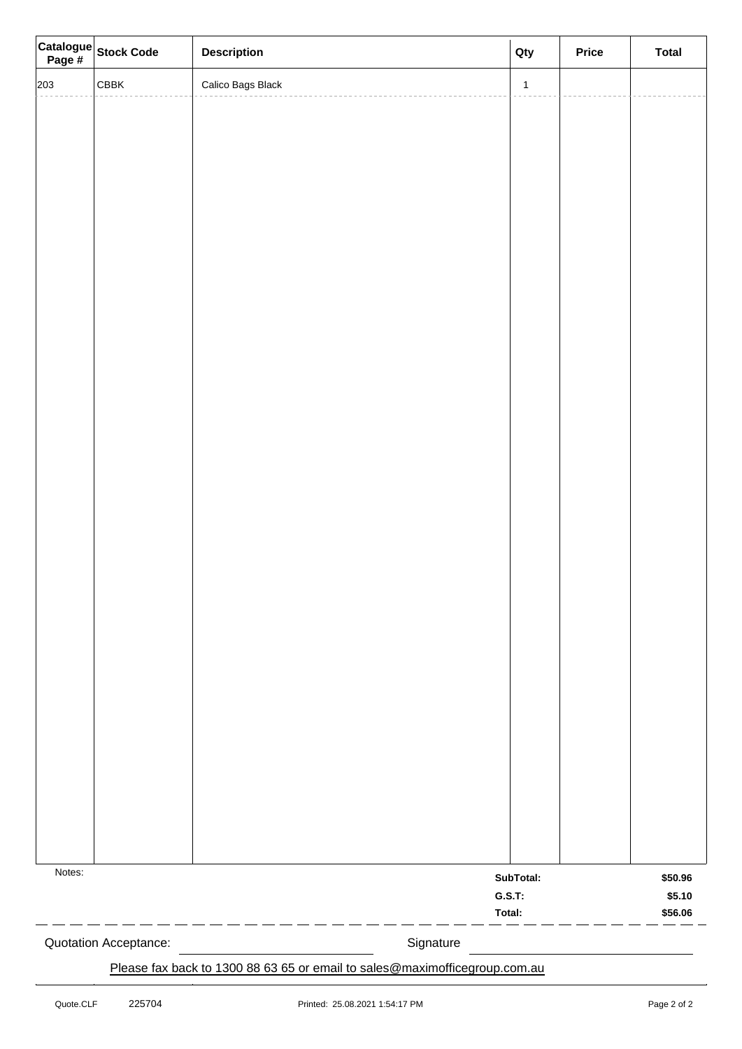| Catalogue Page # | Stock Code | Description | Qty | Price | Total |
|---|---|---|---|---|---|
| 203 | CBBK | Calico Bags Black | 1 | | |

Notes:

| | |
|---|---|
| **SubTotal:** | **$50.96** |
| **G.S.T:** | **$5.10** |
| **Total:** | **$56.06** |

Quotation Acceptance: ______________________ Signature ______________________

Please fax back to 1300 88 63 65 or email to sales@maximofficegroup.com.au

Quote.CLF 225704 Printed: 25.08.2021 1:54:17 PM